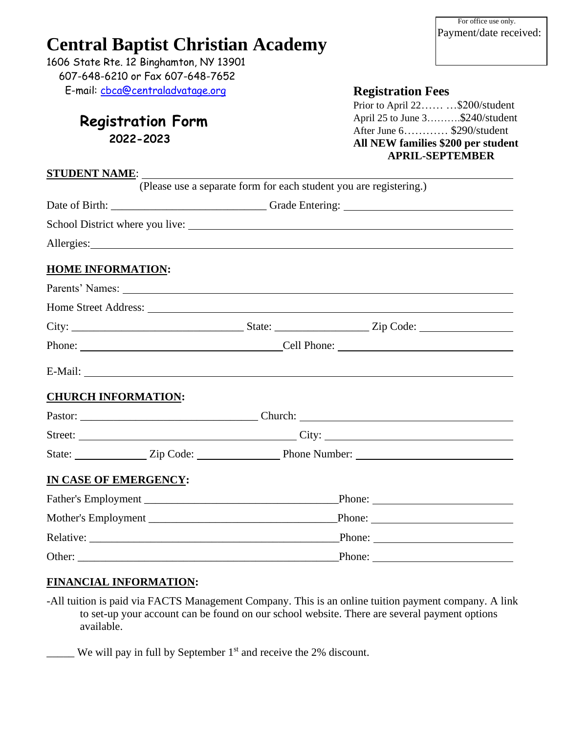For office use only.
Payment/date received:

# Central Baptist Christian Academy

1606 State Rte. 12 Binghamton, NY 13901
607-648-6210 or Fax 607-648-7652
E-mail: cbca@centraladvatage.org

## Registration Form

**2022-2023**

### Registration Fees

Prior to April 22…… …$200/student
April 25 to June 3……….$240/student
After June 6………… $290/student
**All NEW families $200 per student APRIL-SEPTEMBER**

**STUDENT NAME**: ______________________________________________
(Please use a separate form for each student you are registering.)

Date of Birth: ____________________________ Grade Entering: ______________________________

School District where you live: ______________________________________________

Allergies: ______________________________________________

**HOME INFORMATION:**

Parents' Names: ______________________________________________

Home Street Address: ______________________________________________

City: ______________________________ State: ________________ Zip Code: ________________

Phone: ____________________________________ Cell Phone: ______________________________

E-Mail: ______________________________________________

**CHURCH INFORMATION:**

Pastor: ________________________________ Church: ______________________________________

Street: ________________________________________ City: ______________________________

State: _____________ Zip Code: ______________ Phone Number: ___________________________

**IN CASE OF EMERGENCY:**

Father's Employment __________________________________ Phone: ________________________

Mother's Employment __________________________________ Phone: ________________________

Relative: ____________________________________________ Phone: ________________________

Other: ______________________________________________ Phone: ________________________

**FINANCIAL INFORMATION:**

-All tuition is paid via FACTS Management Company. This is an online tuition payment company. A link to set-up your account can be found on our school website. There are several payment options available.

_____ We will pay in full by September 1st and receive the 2% discount.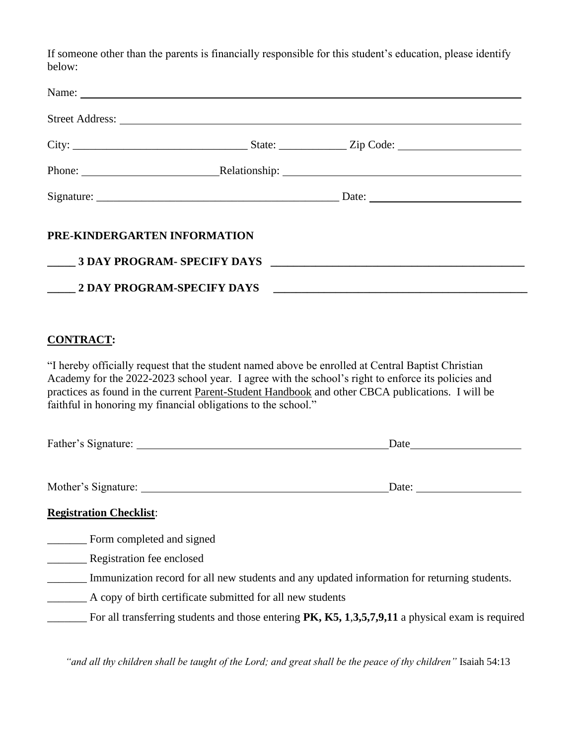If someone other than the parents is financially responsible for this student's education, please identify below:

Name: ___________________________________________________________________________

Street Address: _____________________________________________________________________

City: _______________________________ State: ____________ Zip Code: ______________________

Phone: ________________________ Relationship: __________________________________________

Signature: ___________________________________________ Date: ___________________________

**PRE-KINDERGARTEN INFORMATION**

**_____ 3 DAY PROGRAM- SPECIFY DAYS ______________________________________________**

**_____ 2 DAY PROGRAM-SPECIFY DAYS ______________________________________________**

**CONTRACT:**

"I hereby officially request that the student named above be enrolled at Central Baptist Christian Academy for the 2022-2023 school year. I agree with the school's right to enforce its policies and practices as found in the current Parent-Student Handbook and other CBCA publications. I will be faithful in honoring my financial obligations to the school."

Father's Signature: _______________________________________________ Date ____________________

Mother's Signature: ______________________________________________ Date: ___________________

**Registration Checklist**:

_______ Form completed and signed

_______ Registration fee enclosed

_______ Immunization record for all new students and any updated information for returning students.

_______ A copy of birth certificate submitted for all new students

_______ For all transferring students and those entering **PK, K5, 1,3,5,7,9,11** a physical exam is required

*"and all thy children shall be taught of the Lord; and great shall be the peace of thy children"* Isaiah 54:13